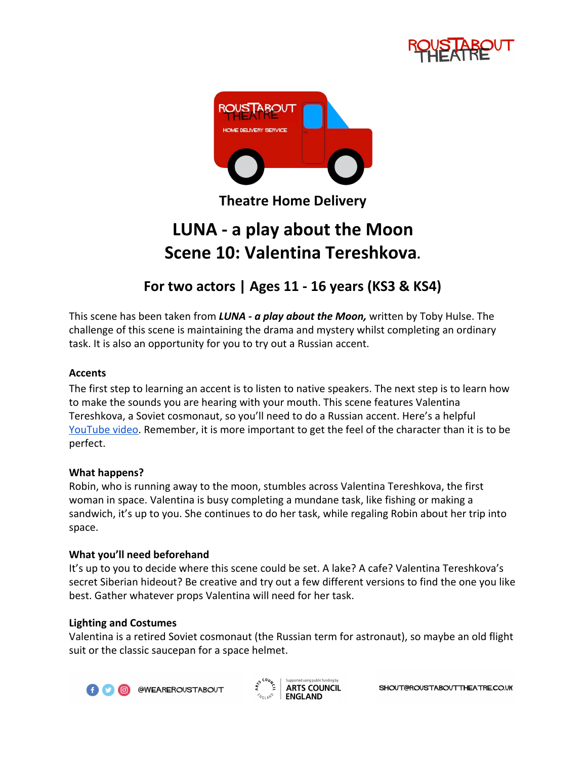# Theatre Home Delivery

## LUNA - a play about the Moon
## Scene 10: Valentina Tereshkova.

### For two actors | Ages 11 - 16 years (KS3 & KS4)

This scene has been taken from ***LUNA - a play about the Moon,*** written by Toby Hulse. The challenge of this scene is maintaining the drama and mystery whilst completing an ordinary task. It is also an opportunity for you to try out a Russian accent.

**Accents**

The first step to learning an accent is to listen to native speakers. The next step is to learn how to make the sounds you are hearing with your mouth. This scene features Valentina Tereshkova, a Soviet cosmonaut, so you'll need to do a Russian accent. Here's a helpful YouTube video. Remember, it is more important to get the feel of the character than it is to be perfect.

**What happens?**

Robin, who is running away to the moon, stumbles across Valentina Tereshkova, the first woman in space. Valentina is busy completing a mundane task, like fishing or making a sandwich, it's up to you. She continues to do her task, while regaling Robin about her trip into space.

**What you'll need beforehand**

It's up to you to decide where this scene could be set. A lake? A cafe? Valentina Tereshkova's secret Siberian hideout? Be creative and try out a few different versions to find the one you like best. Gather whatever props Valentina will need for her task.

**Lighting and Costumes**

Valentina is a retired Soviet cosmonaut (the Russian term for astronaut), so maybe an old flight suit or the classic saucepan for a space helmet.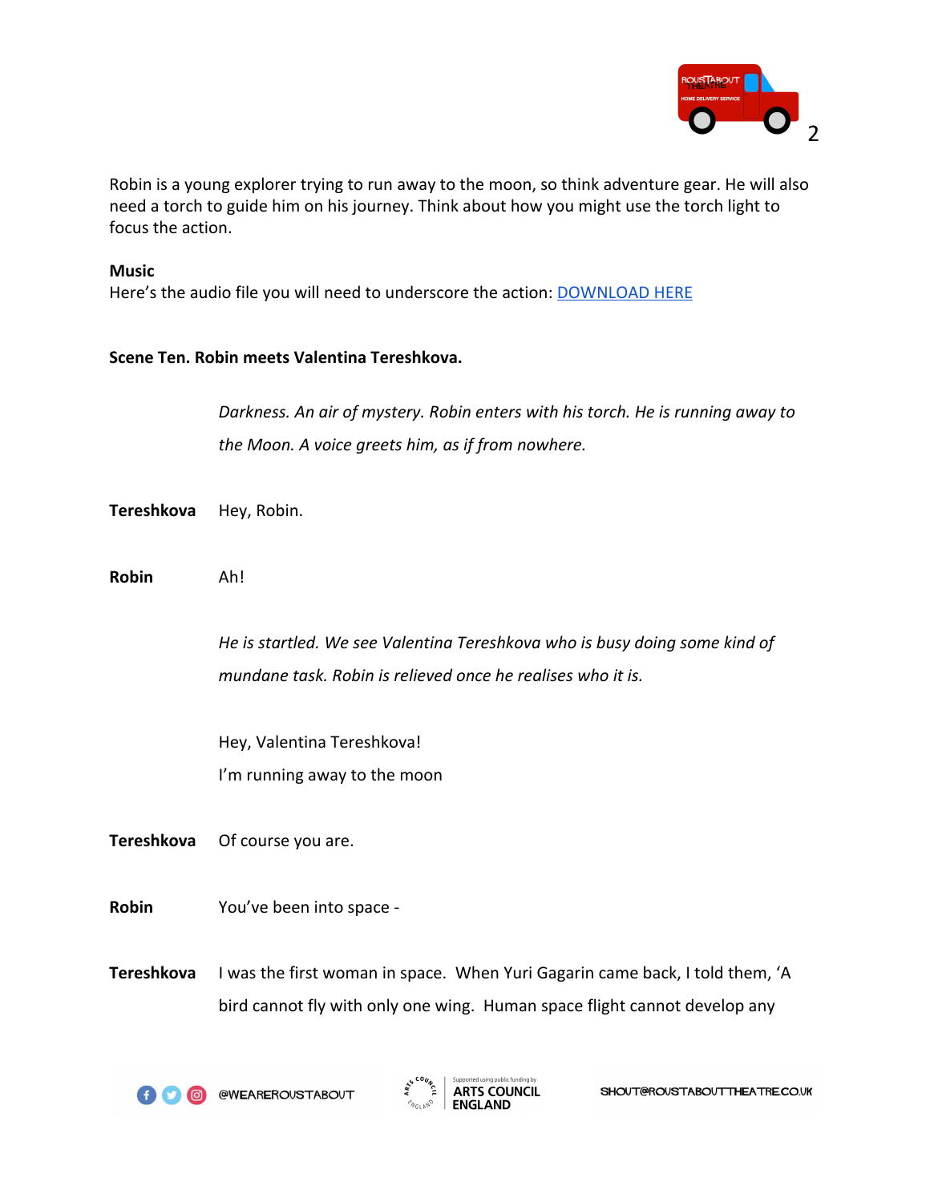Robin is a young explorer trying to run away to the moon, so think adventure gear. He will also need a torch to guide him on his journey. Think about how you might use the torch light to focus the action.

**Music**

Here's the audio file you will need to underscore the action: [DOWNLOAD HERE]()

**Scene Ten. Robin meets Valentina Tereshkova.**

*Darkness. An air of mystery. Robin enters with his torch. He is running away to the Moon. A voice greets him, as if from nowhere.*

**Tereshkova** Hey, Robin.

**Robin** Ah!

*He is startled. We see Valentina Tereshkova who is busy doing some kind of mundane task. Robin is relieved once he realises who it is.*

Hey, Valentina Tereshkova!
I'm running away to the moon

**Tereshkova** Of course you are.

**Robin** You've been into space -

**Tereshkova** I was the first woman in space. When Yuri Gagarin came back, I told them, 'A bird cannot fly with only one wing. Human space flight cannot develop any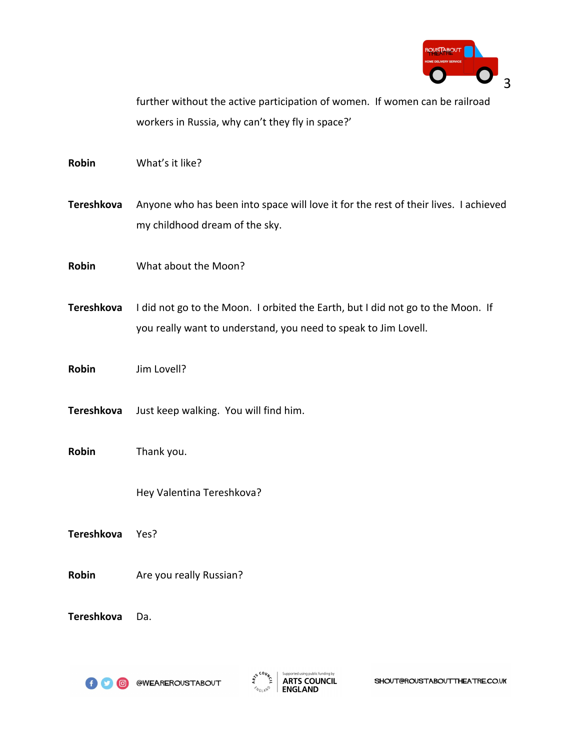further without the active participation of women. If women can be railroad workers in Russia, why can't they fly in space?'

**Robin** What's it like?

**Tereshkova** Anyone who has been into space will love it for the rest of their lives. I achieved my childhood dream of the sky.

**Robin** What about the Moon?

**Tereshkova** I did not go to the Moon. I orbited the Earth, but I did not go to the Moon. If you really want to understand, you need to speak to Jim Lovell.

**Robin** Jim Lovell?

**Tereshkova** Just keep walking. You will find him.

**Robin** Thank you.

Hey Valentina Tereshkova?

**Tereshkova** Yes?

**Robin** Are you really Russian?

**Tereshkova** Da.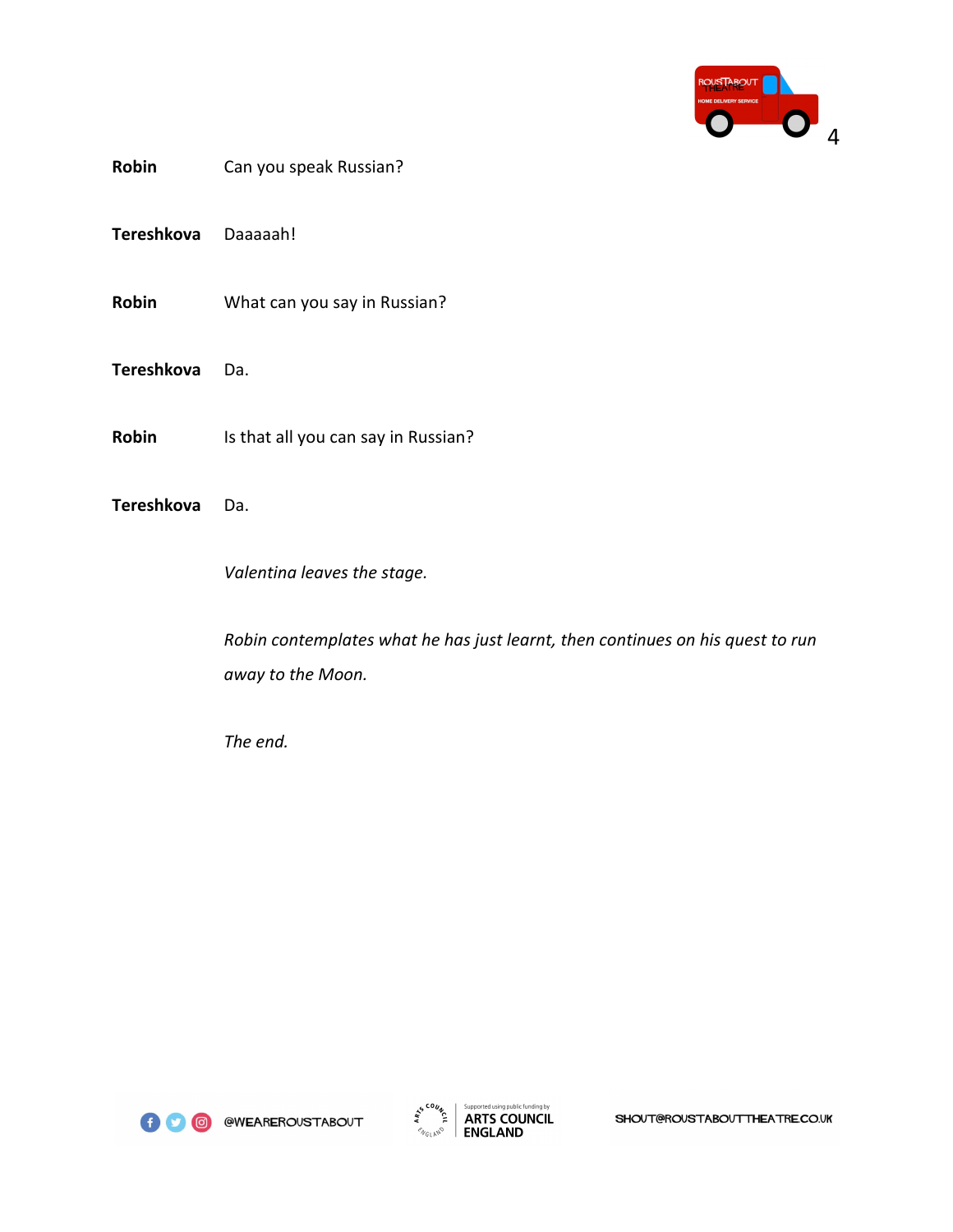**Robin** Can you speak Russian?

**Tereshkova** Daaaaah!

**Robin** What can you say in Russian?

**Tereshkova** Da.

**Robin** Is that all you can say in Russian?

**Tereshkova** Da.

*Valentina leaves the stage.*

*Robin contemplates what he has just learnt, then continues on his quest to run away to the Moon.*

*The end.*